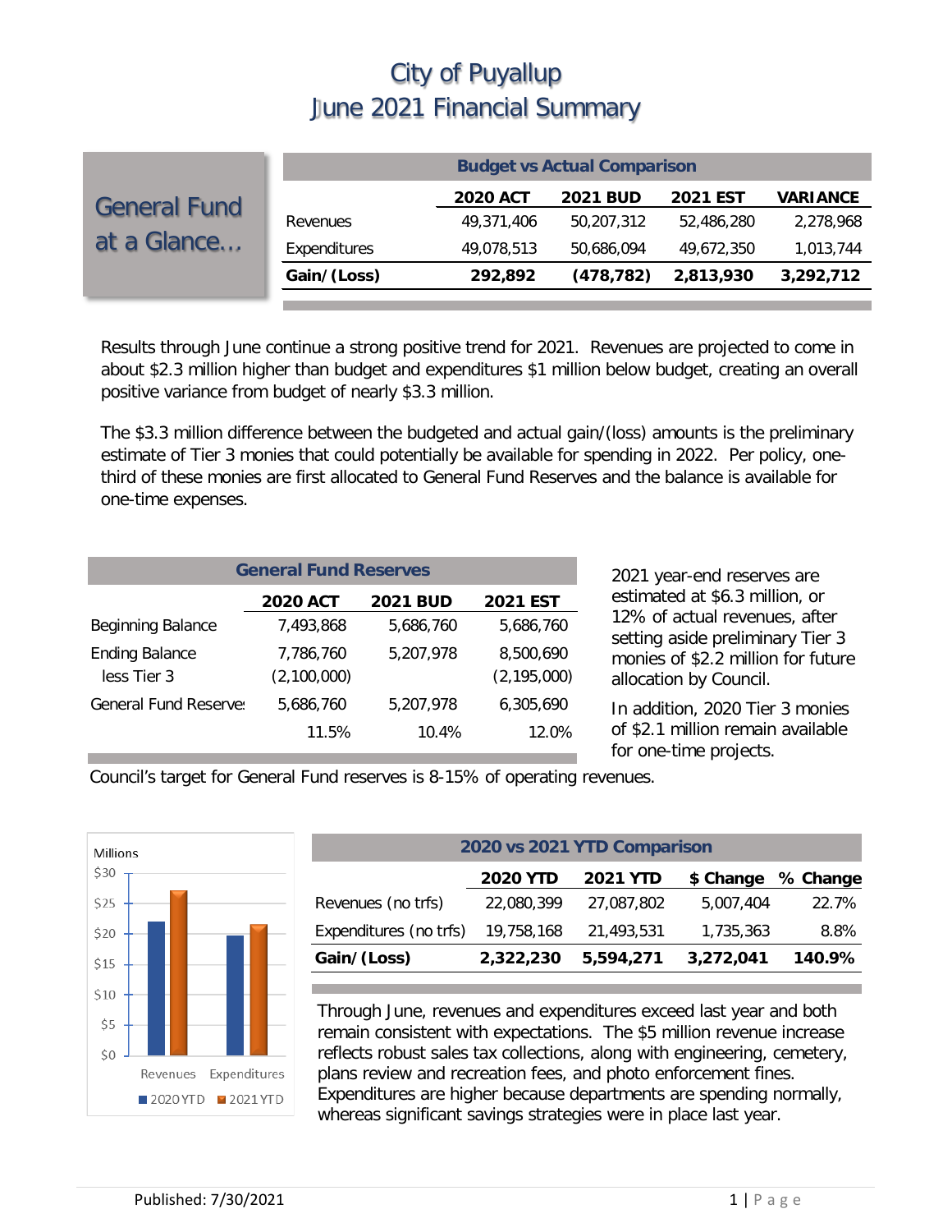# City of Puyallup
# June 2021 Financial Summary

## General Fund at a Glance…

| Budget vs Actual Comparison | | | | |
|---|---|---|---|---|
| | **2020 ACT** | **2021 BUD** | **2021 EST** | **VARIANCE** |
| Revenues | 49,371,406 | 50,207,312 | 52,486,280 | 2,278,968 |
| Expenditures | 49,078,513 | 50,686,094 | 49,672,350 | 1,013,744 |
| **Gain/(Loss)** | **292,892** | **(478,782)** | **2,813,930** | **3,292,712** |

Results through June continue a strong positive trend for 2021. Revenues are projected to come in about $2.3 million higher than budget and expenditures $1 million below budget, creating an overall positive variance from budget of nearly $3.3 million.

The $3.3 million difference between the budgeted and actual gain/(loss) amounts is the preliminary estimate of Tier 3 monies that could potentially be available for spending in 2022. Per policy, one-third of these monies are first allocated to General Fund Reserves and the balance is available for one-time expenses.

| General Fund Reserves | | | |
|---|---|---|---|
| | **2020 ACT** | **2021 BUD** | **2021 EST** |
| Beginning Balance | 7,493,868 | 5,686,760 | 5,686,760 |
| Ending Balance | 7,786,760 | 5,207,978 | 8,500,690 |
| less Tier 3 | (2,100,000) | | (2,195,000) |
| General Fund Reserves | 5,686,760 | 5,207,978 | 6,305,690 |
| | 11.5% | 10.4% | 12.0% |

2021 year-end reserves are estimated at $6.3 million, or 12% of actual revenues, after setting aside preliminary Tier 3 monies of $2.2 million for future allocation by Council.

In addition, 2020 Tier 3 monies of $2.1 million remain available for one-time projects.

Council's target for General Fund reserves is 8-15% of operating revenues.

| 2020 vs 2021 YTD Comparison | | | | |
|---|---|---|---|---|
| | **2020 YTD** | **2021 YTD** | **$ Change** | **% Change** |
| Revenues (no trfs) | 22,080,399 | 27,087,802 | 5,007,404 | 22.7% |
| Expenditures (no trfs) | 19,758,168 | 21,493,531 | 1,735,363 | 8.8% |
| **Gain/(Loss)** | **2,322,230** | **5,594,271** | **3,272,041** | **140.9%** |

Through June, revenues and expenditures exceed last year and both remain consistent with expectations. The $5 million revenue increase reflects robust sales tax collections, along with engineering, cemetery, plans review and recreation fees, and photo enforcement fines. Expenditures are higher because departments are spending normally, whereas significant savings strategies were in place last year.

Published: 7/30/2021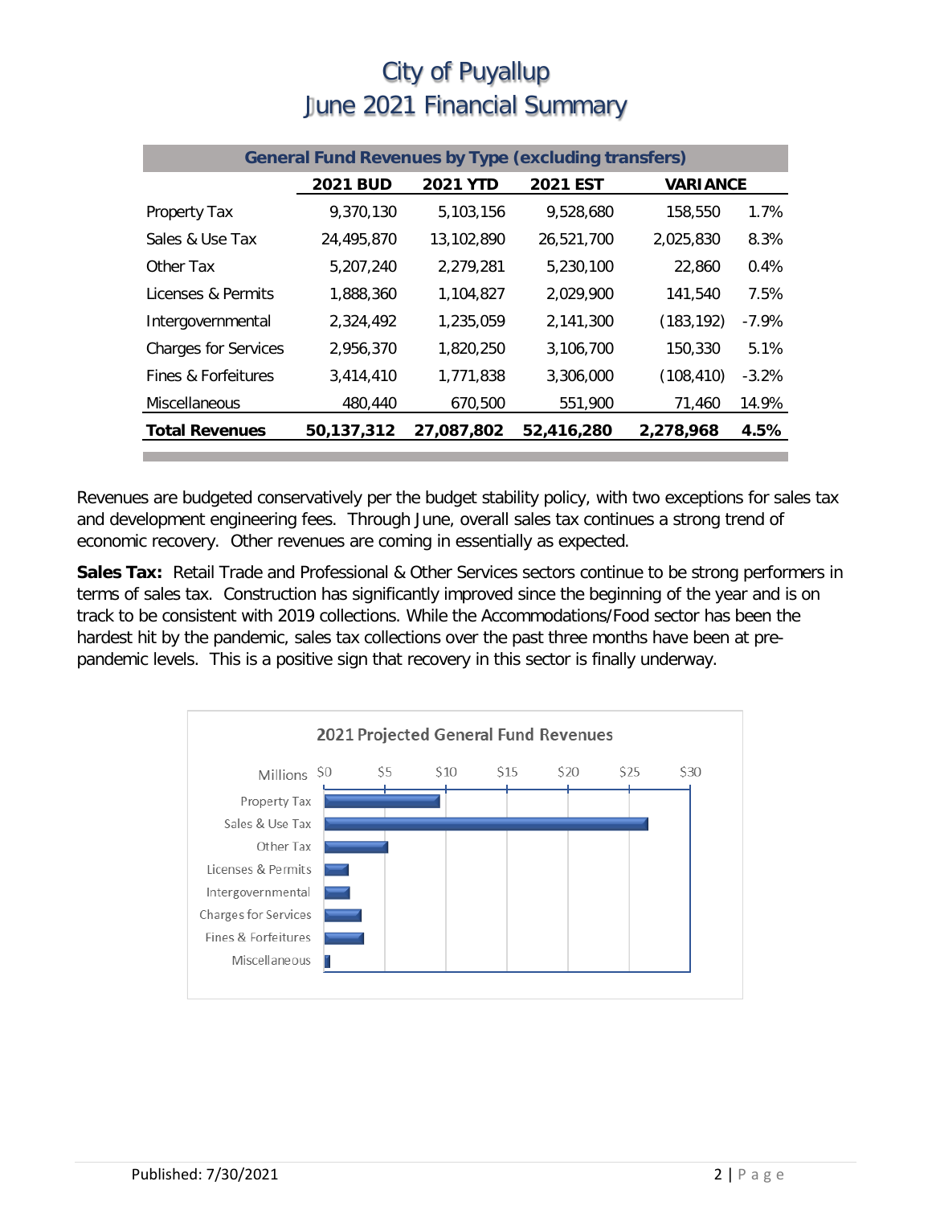# City of Puyallup
# June 2021 Financial Summary

| General Fund Revenues by Type (excluding transfers) | | | | | |
|---|---|---|---|---|---|
| | 2021 BUD | 2021 YTD | 2021 EST | VARIANCE | |
| Property Tax | 9,370,130 | 5,103,156 | 9,528,680 | 158,550 | 1.7% |
| Sales & Use Tax | 24,495,870 | 13,102,890 | 26,521,700 | 2,025,830 | 8.3% |
| Other Tax | 5,207,240 | 2,279,281 | 5,230,100 | 22,860 | 0.4% |
| Licenses & Permits | 1,888,360 | 1,104,827 | 2,029,900 | 141,540 | 7.5% |
| Intergovernmental | 2,324,492 | 1,235,059 | 2,141,300 | (183,192) | -7.9% |
| Charges for Services | 2,956,370 | 1,820,250 | 3,106,700 | 150,330 | 5.1% |
| Fines & Forfeitures | 3,414,410 | 1,771,838 | 3,306,000 | (108,410) | -3.2% |
| Miscellaneous | 480,440 | 670,500 | 551,900 | 71,460 | 14.9% |
| **Total Revenues** | **50,137,312** | **27,087,802** | **52,416,280** | **2,278,968** | **4.5%** |

Revenues are budgeted conservatively per the budget stability policy, with two exceptions for sales tax and development engineering fees. Through June, overall sales tax continues a strong trend of economic recovery. Other revenues are coming in essentially as expected.

**Sales Tax:** Retail Trade and Professional & Other Services sectors continue to be strong performers in terms of sales tax. Construction has significantly improved since the beginning of the year and is on track to be consistent with 2019 collections. While the Accommodations/Food sector has been the hardest hit by the pandemic, sales tax collections over the past three months have been at pre-pandemic levels. This is a positive sign that recovery in this sector is finally underway.

2021 Projected General Fund Revenues

| Millions | |
|---|---|
| Property Tax | ~$9.5 |
| Sales & Use Tax | ~$26.5 |
| Other Tax | ~$5.2 |
| Licenses & Permits | ~$2.0 |
| Intergovernmental | ~$2.1 |
| Charges for Services | ~$3.1 |
| Fines & Forfeitures | ~$3.3 |
| Miscellaneous | ~$0.6 |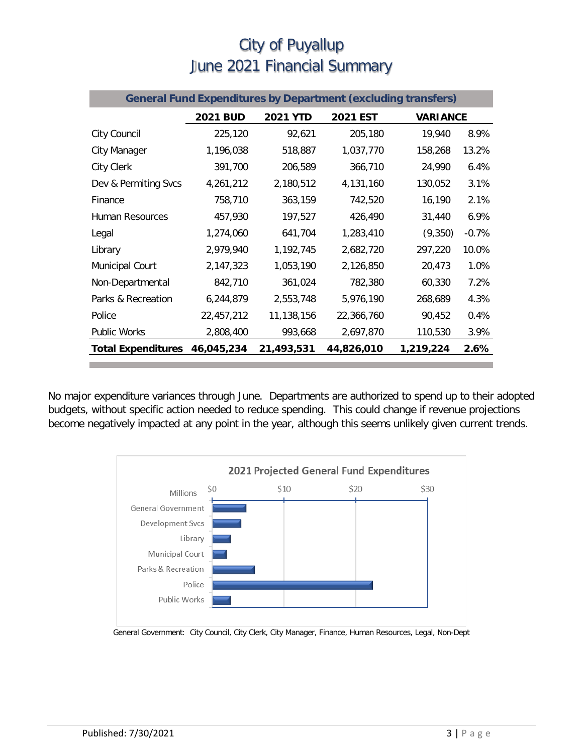# City of Puyallup
# June 2021 Financial Summary

| General Fund Expenditures by Department (excluding transfers) | | | | | |
|---|---|---|---|---|---|
| | **2021 BUD** | **2021 YTD** | **2021 EST** | **VARIANCE** | |
| City Council | 225,120 | 92,621 | 205,180 | 19,940 | 8.9% |
| City Manager | 1,196,038 | 518,887 | 1,037,770 | 158,268 | 13.2% |
| City Clerk | 391,700 | 206,589 | 366,710 | 24,990 | 6.4% |
| Dev & Permiting Svcs | 4,261,212 | 2,180,512 | 4,131,160 | 130,052 | 3.1% |
| Finance | 758,710 | 363,159 | 742,520 | 16,190 | 2.1% |
| Human Resources | 457,930 | 197,527 | 426,490 | 31,440 | 6.9% |
| Legal | 1,274,060 | 641,704 | 1,283,410 | (9,350) | -0.7% |
| Library | 2,979,940 | 1,192,745 | 2,682,720 | 297,220 | 10.0% |
| Municipal Court | 2,147,323 | 1,053,190 | 2,126,850 | 20,473 | 1.0% |
| Non-Departmental | 842,710 | 361,024 | 782,380 | 60,330 | 7.2% |
| Parks & Recreation | 6,244,879 | 2,553,748 | 5,976,190 | 268,689 | 4.3% |
| Police | 22,457,212 | 11,138,156 | 22,366,760 | 90,452 | 0.4% |
| Public Works | 2,808,400 | 993,668 | 2,697,870 | 110,530 | 3.9% |
| **Total Expenditures** | **46,045,234** | **21,493,531** | **44,826,010** | **1,219,224** | **2.6%** |

No major expenditure variances through June. Departments are authorized to spend up to their adopted budgets, without specific action needed to reduce spending. This could change if revenue projections become negatively impacted at any point in the year, although this seems unlikely given current trends.

**2021 Projected General Fund Expenditures**

General Government: City Council, City Clerk, City Manager, Finance, Human Resources, Legal, Non-Dept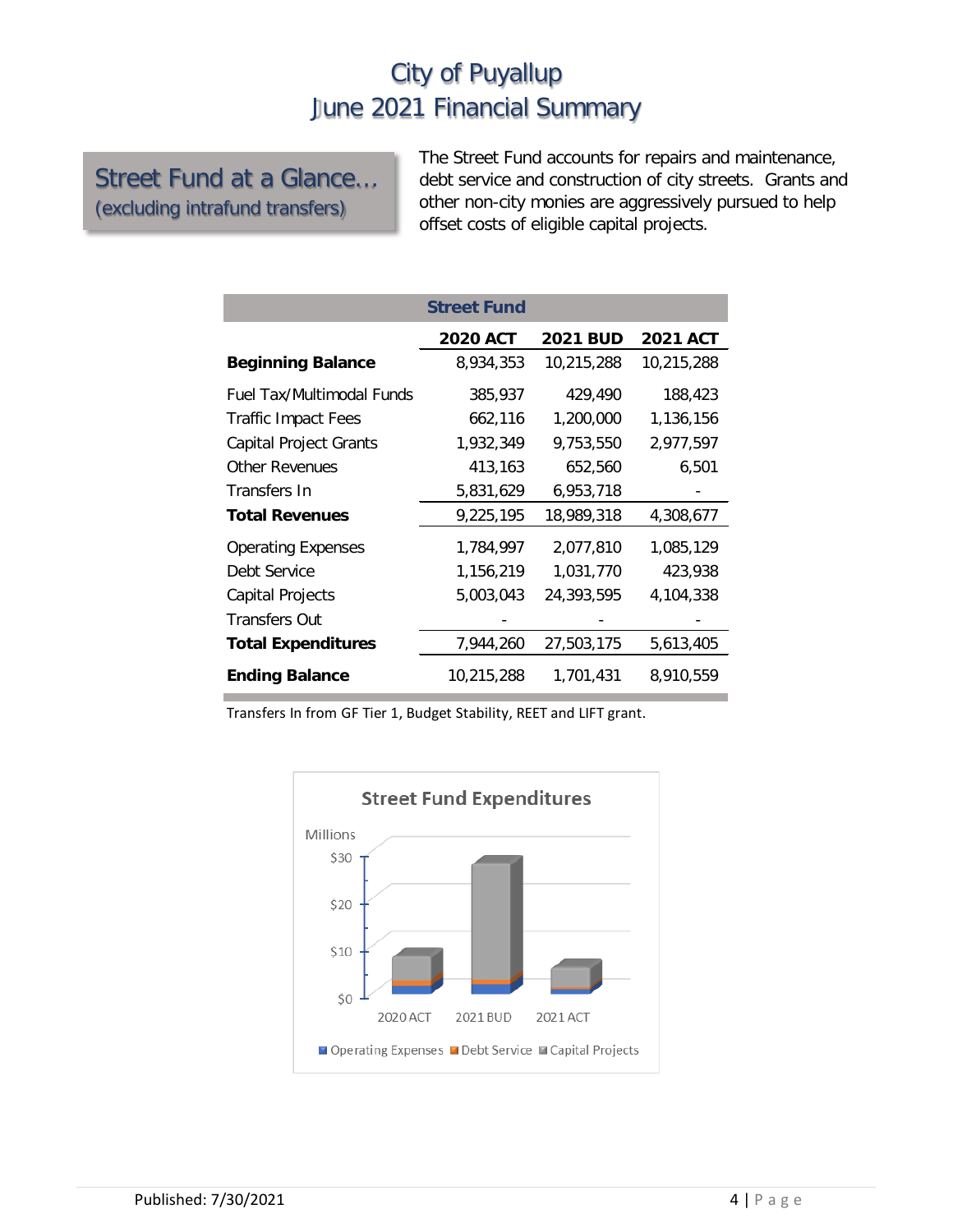## Street Fund at a Glance…
(excluding intrafund transfers)

The Street Fund accounts for repairs and maintenance, debt service and construction of city streets. Grants and other non-city monies are aggressively pursued to help offset costs of eligible capital projects.

| Street Fund | 2020 ACT | 2021 BUD | 2021 ACT |
|---|---|---|---|
| **Beginning Balance** | 8,934,353 | 10,215,288 | 10,215,288 |
| Fuel Tax/Multimodal Funds | 385,937 | 429,490 | 188,423 |
| Traffic Impact Fees | 662,116 | 1,200,000 | 1,136,156 |
| Capital Project Grants | 1,932,349 | 9,753,550 | 2,977,597 |
| Other Revenues | 413,163 | 652,560 | 6,501 |
| Transfers In | 5,831,629 | 6,953,718 | - |
| **Total Revenues** | 9,225,195 | 18,989,318 | 4,308,677 |
| Operating Expenses | 1,784,997 | 2,077,810 | 1,085,129 |
| Debt Service | 1,156,219 | 1,031,770 | 423,938 |
| Capital Projects | 5,003,043 | 24,393,595 | 4,104,338 |
| Transfers Out | - | - | - |
| **Total Expenditures** | 7,944,260 | 27,503,175 | 5,613,405 |
| **Ending Balance** | 10,215,288 | 1,701,431 | 8,910,559 |

Transfers In from GF Tier 1, Budget Stability, REET and LIFT grant.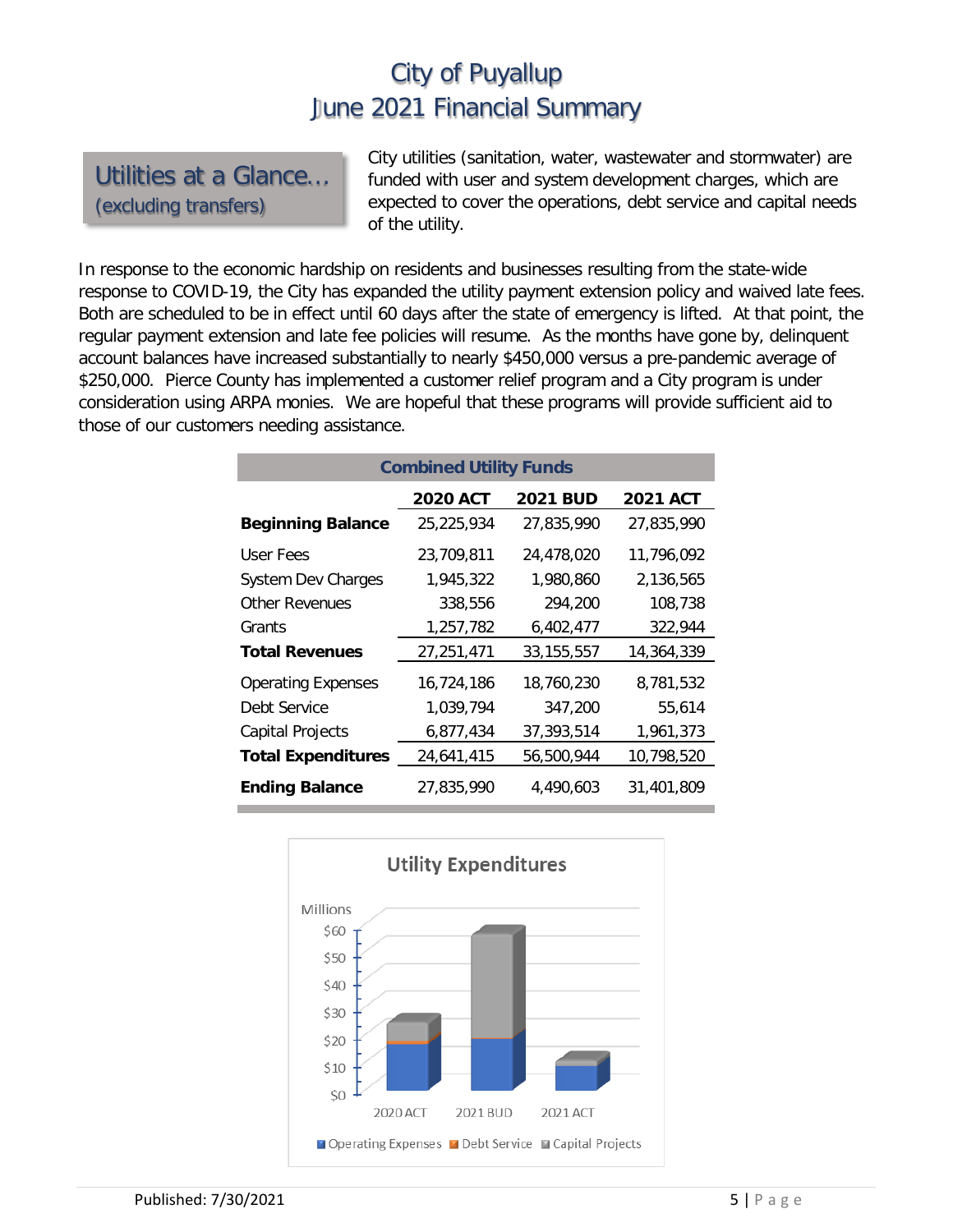# City of Puyallup
# June 2021 Financial Summary

## Utilities at a Glance…
(excluding transfers)

City utilities (sanitation, water, wastewater and stormwater) are funded with user and system development charges, which are expected to cover the operations, debt service and capital needs of the utility.

In response to the economic hardship on residents and businesses resulting from the state-wide response to COVID-19, the City has expanded the utility payment extension policy and waived late fees. Both are scheduled to be in effect until 60 days after the state of emergency is lifted. At that point, the regular payment extension and late fee policies will resume. As the months have gone by, delinquent account balances have increased substantially to nearly $450,000 versus a pre-pandemic average of $250,000. Pierce County has implemented a customer relief program and a City program is under consideration using ARPA monies. We are hopeful that these programs will provide sufficient aid to those of our customers needing assistance.

**Combined Utility Funds**

| | 2020 ACT | 2021 BUD | 2021 ACT |
|---|---|---|---|
| **Beginning Balance** | 25,225,934 | 27,835,990 | 27,835,990 |
| User Fees | 23,709,811 | 24,478,020 | 11,796,092 |
| System Dev Charges | 1,945,322 | 1,980,860 | 2,136,565 |
| Other Revenues | 338,556 | 294,200 | 108,738 |
| Grants | 1,257,782 | 6,402,477 | 322,944 |
| **Total Revenues** | 27,251,471 | 33,155,557 | 14,364,339 |
| Operating Expenses | 16,724,186 | 18,760,230 | 8,781,532 |
| Debt Service | 1,039,794 | 347,200 | 55,614 |
| Capital Projects | 6,877,434 | 37,393,514 | 1,961,373 |
| **Total Expenditures** | 24,641,415 | 56,500,944 | 10,798,520 |
| **Ending Balance** | 27,835,990 | 4,490,603 | 31,401,809 |

**Utility Expenditures**

Millions: $0, $10, $20, $30, $40, $50, $60

2020 ACT, 2021 BUD, 2021 ACT

Operating Expenses, Debt Service, Capital Projects

Published: 7/30/2021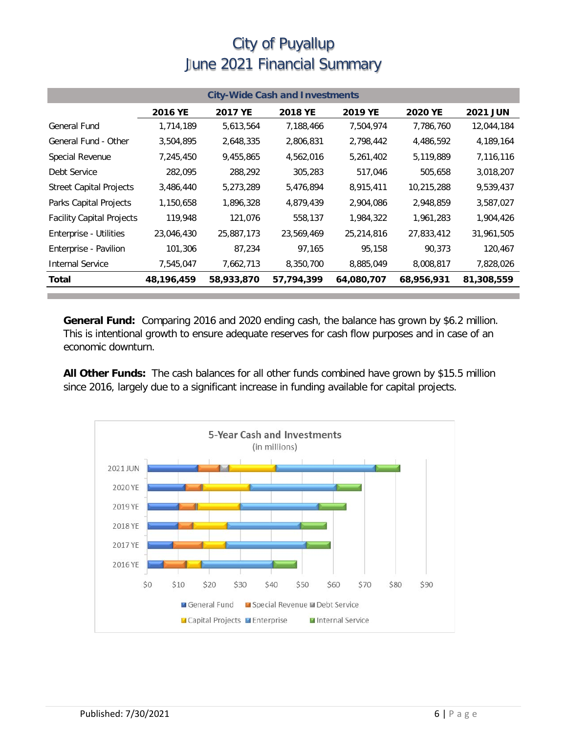# City of Puyallup
# June 2021 Financial Summary

| City-Wide Cash and Investments | | | | | | |
|---|---|---|---|---|---|---|
| | **2016 YE** | **2017 YE** | **2018 YE** | **2019 YE** | **2020 YE** | **2021 JUN** |
| General Fund | 1,714,189 | 5,613,564 | 7,188,466 | 7,504,974 | 7,786,760 | 12,044,184 |
| General Fund - Other | 3,504,895 | 2,648,335 | 2,806,831 | 2,798,442 | 4,486,592 | 4,189,164 |
| Special Revenue | 7,245,450 | 9,455,865 | 4,562,016 | 5,261,402 | 5,119,889 | 7,116,116 |
| Debt Service | 282,095 | 288,292 | 305,283 | 517,046 | 505,658 | 3,018,207 |
| Street Capital Projects | 3,486,440 | 5,273,289 | 5,476,894 | 8,915,411 | 10,215,288 | 9,539,437 |
| Parks Capital Projects | 1,150,658 | 1,896,328 | 4,879,439 | 2,904,086 | 2,948,859 | 3,587,027 |
| Facility Capital Projects | 119,948 | 121,076 | 558,137 | 1,984,322 | 1,961,283 | 1,904,426 |
| Enterprise - Utilities | 23,046,430 | 25,887,173 | 23,569,469 | 25,214,816 | 27,833,412 | 31,961,505 |
| Enterprise - Pavilion | 101,306 | 87,234 | 97,165 | 95,158 | 90,373 | 120,467 |
| Internal Service | 7,545,047 | 7,662,713 | 8,350,700 | 8,885,049 | 8,008,817 | 7,828,026 |
| **Total** | **48,196,459** | **58,933,870** | **57,794,399** | **64,080,707** | **68,956,931** | **81,308,559** |

**General Fund:** Comparing 2016 and 2020 ending cash, the balance has grown by $6.2 million. This is intentional growth to ensure adequate reserves for cash flow purposes and in case of an economic downturn.

**All Other Funds:** The cash balances for all other funds combined have grown by $15.5 million since 2016, largely due to a significant increase in funding available for capital projects.

5-Year Cash and Investments
(in millions)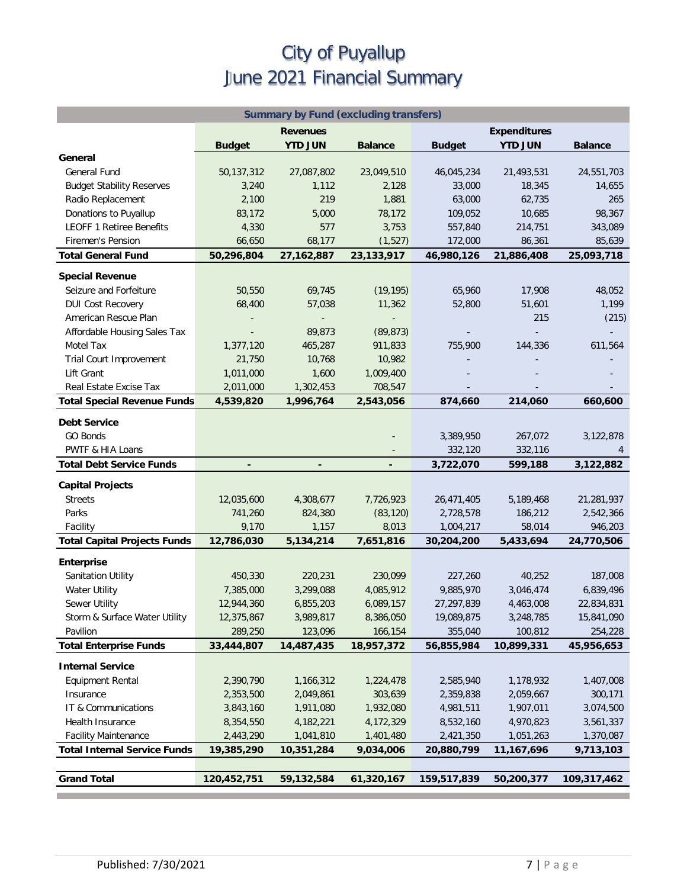# City of Puyallup
# June 2021 Financial Summary

| Summary by Fund (excluding transfers) | Revenues | | | Expenditures | | |
|---|---|---|---|---|---|---|
| | **Budget** | **YTD JUN** | **Balance** | **Budget** | **YTD JUN** | **Balance** |
| **General** | | | | | | |
| General Fund | 50,137,312 | 27,087,802 | 23,049,510 | 46,045,234 | 21,493,531 | 24,551,703 |
| Budget Stability Reserves | 3,240 | 1,112 | 2,128 | 33,000 | 18,345 | 14,655 |
| Radio Replacement | 2,100 | 219 | 1,881 | 63,000 | 62,735 | 265 |
| Donations to Puyallup | 83,172 | 5,000 | 78,172 | 109,052 | 10,685 | 98,367 |
| LEOFF 1 Retiree Benefits | 4,330 | 577 | 3,753 | 557,840 | 214,751 | 343,089 |
| Firemen's Pension | 66,650 | 68,177 | (1,527) | 172,000 | 86,361 | 85,639 |
| **Total General Fund** | **50,296,804** | **27,162,887** | **23,133,917** | **46,980,126** | **21,886,408** | **25,093,718** |
| **Special Revenue** | | | | | | |
| Seizure and Forfeiture | 50,550 | 69,745 | (19,195) | 65,960 | 17,908 | 48,052 |
| DUI Cost Recovery | 68,400 | 57,038 | 11,362 | 52,800 | 51,601 | 1,199 |
| American Rescue Plan | - | - | - | | 215 | (215) |
| Affordable Housing Sales Tax | - | 89,873 | (89,873) | - | - | - |
| Motel Tax | 1,377,120 | 465,287 | 911,833 | 755,900 | 144,336 | 611,564 |
| Trial Court Improvement | 21,750 | 10,768 | 10,982 | - | - | - |
| Lift Grant | 1,011,000 | 1,600 | 1,009,400 | - | - | - |
| Real Estate Excise Tax | 2,011,000 | 1,302,453 | 708,547 | - | - | - |
| **Total Special Revenue Funds** | **4,539,820** | **1,996,764** | **2,543,056** | **874,660** | **214,060** | **660,600** |
| **Debt Service** | | | | | | |
| GO Bonds | | | - | 3,389,950 | 267,072 | 3,122,878 |
| PWTF & HIA Loans | | | - | 332,120 | 332,116 | 4 |
| **Total Debt Service Funds** | **-** | **-** | **-** | **3,722,070** | **599,188** | **3,122,882** |
| **Capital Projects** | | | | | | |
| Streets | 12,035,600 | 4,308,677 | 7,726,923 | 26,471,405 | 5,189,468 | 21,281,937 |
| Parks | 741,260 | 824,380 | (83,120) | 2,728,578 | 186,212 | 2,542,366 |
| Facility | 9,170 | 1,157 | 8,013 | 1,004,217 | 58,014 | 946,203 |
| **Total Capital Projects Funds** | **12,786,030** | **5,134,214** | **7,651,816** | **30,204,200** | **5,433,694** | **24,770,506** |
| **Enterprise** | | | | | | |
| Sanitation Utility | 450,330 | 220,231 | 230,099 | 227,260 | 40,252 | 187,008 |
| Water Utility | 7,385,000 | 3,299,088 | 4,085,912 | 9,885,970 | 3,046,474 | 6,839,496 |
| Sewer Utility | 12,944,360 | 6,855,203 | 6,089,157 | 27,297,839 | 4,463,008 | 22,834,831 |
| Storm & Surface Water Utility | 12,375,867 | 3,989,817 | 8,386,050 | 19,089,875 | 3,248,785 | 15,841,090 |
| Pavilion | 289,250 | 123,096 | 166,154 | 355,040 | 100,812 | 254,228 |
| **Total Enterprise Funds** | **33,444,807** | **14,487,435** | **18,957,372** | **56,855,984** | **10,899,331** | **45,956,653** |
| **Internal Service** | | | | | | |
| Equipment Rental | 2,390,790 | 1,166,312 | 1,224,478 | 2,585,940 | 1,178,932 | 1,407,008 |
| Insurance | 2,353,500 | 2,049,861 | 303,639 | 2,359,838 | 2,059,667 | 300,171 |
| IT & Communications | 3,843,160 | 1,911,080 | 1,932,080 | 4,981,511 | 1,907,011 | 3,074,500 |
| Health Insurance | 8,354,550 | 4,182,221 | 4,172,329 | 8,532,160 | 4,970,823 | 3,561,337 |
| Facility Maintenance | 2,443,290 | 1,041,810 | 1,401,480 | 2,421,350 | 1,051,263 | 1,370,087 |
| **Total Internal Service Funds** | **19,385,290** | **10,351,284** | **9,034,006** | **20,880,799** | **11,167,696** | **9,713,103** |
| **Grand Total** | **120,452,751** | **59,132,584** | **61,320,167** | **159,517,839** | **50,200,377** | **109,317,462** |

Published: 7/30/2021